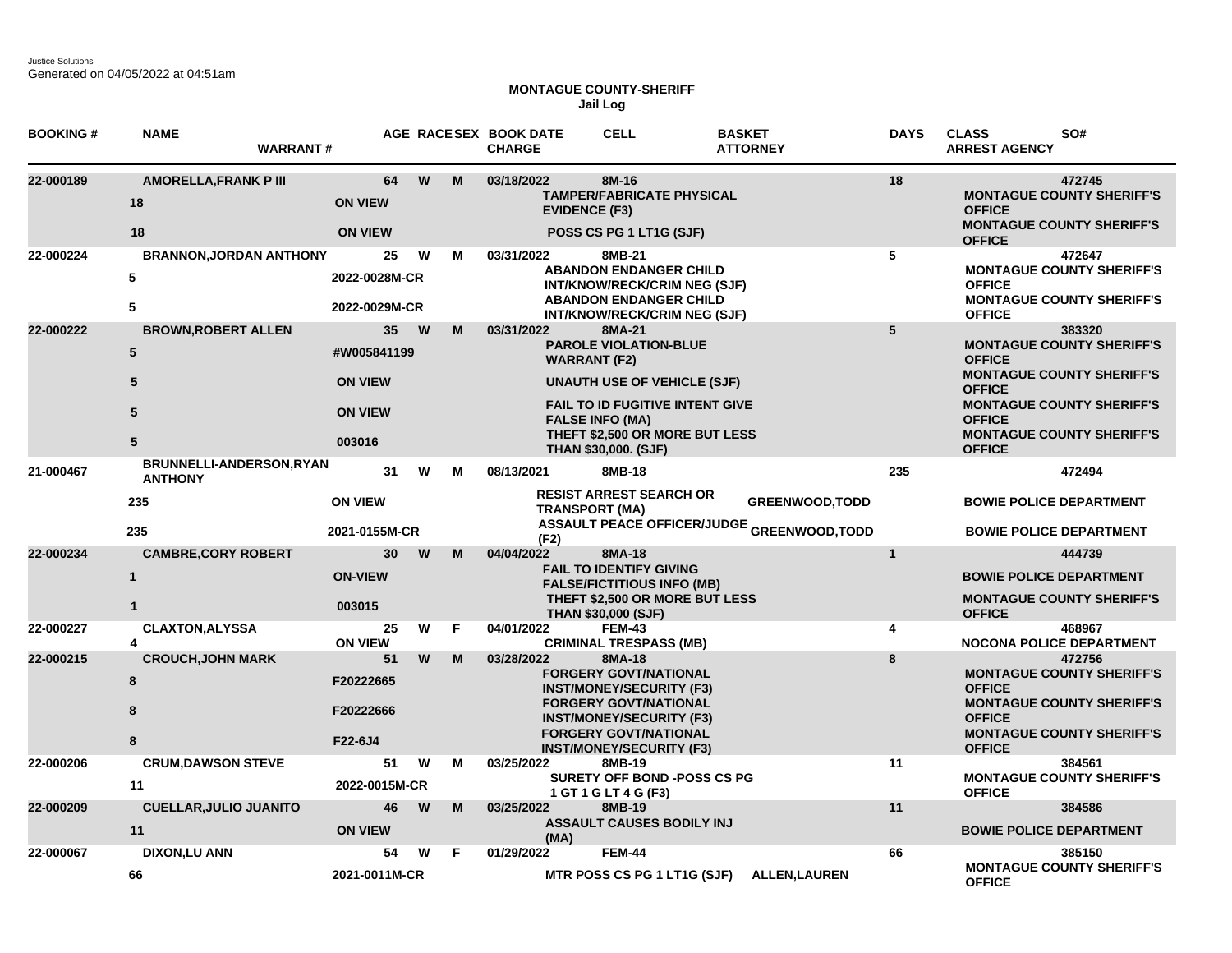Justice Solutions
Generated on 04/05/2022 at 04:51am

**MONTAGUE COUNTY-SHERIFF**
**Jail Log**

| BOOKING # | NAME / DAYS | WARRANT # | AGE | RACE | SEX | BOOK DATE | CELL / CHARGE | BASKET / ATTORNEY | DAYS | CLASS / ARREST AGENCY | SO# |
|---|---|---|---|---|---|---|---|---|---|---|---|
| 22-000189 | AMORELLA,FRANK P III | | 64 | W | M | 03/18/2022 | 8M-16 | | 18 | | 472745 |
| | 18 | ON VIEW | | | | | TAMPER/FABRICATE PHYSICAL EVIDENCE (F3) | | | MONTAGUE COUNTY SHERIFF'S OFFICE | |
| | 18 | ON VIEW | | | | | POSS CS PG 1 LT1G (SJF) | | | MONTAGUE COUNTY SHERIFF'S OFFICE | |
| 22-000224 | BRANNON,JORDAN ANTHONY | | 25 | W | M | 03/31/2022 | 8MB-21 | | 5 | | 472647 |
| | 5 | 2022-0028M-CR | | | | | ABANDON ENDANGER CHILD INT/KNOW/RECK/CRIM NEG (SJF) | | | MONTAGUE COUNTY SHERIFF'S OFFICE | |
| | 5 | 2022-0029M-CR | | | | | ABANDON ENDANGER CHILD INT/KNOW/RECK/CRIM NEG (SJF) | | | MONTAGUE COUNTY SHERIFF'S OFFICE | |
| 22-000222 | BROWN,ROBERT ALLEN | | 35 | W | M | 03/31/2022 | 8MA-21 | | 5 | | 383320 |
| | 5 | #W005841199 | | | | | PAROLE VIOLATION-BLUE WARRANT (F2) | | | MONTAGUE COUNTY SHERIFF'S OFFICE | |
| | 5 | ON VIEW | | | | | UNAUTH USE OF VEHICLE (SJF) | | | MONTAGUE COUNTY SHERIFF'S OFFICE | |
| | 5 | ON VIEW | | | | | FAIL TO ID FUGITIVE INTENT GIVE FALSE INFO (MA) | | | MONTAGUE COUNTY SHERIFF'S OFFICE | |
| | 5 | 003016 | | | | | THEFT $2,500 OR MORE BUT LESS THAN $30,000. (SJF) | | | MONTAGUE COUNTY SHERIFF'S OFFICE | |
| 21-000467 | BRUNNELLI-ANDERSON,RYAN ANTHONY | | 31 | W | M | 08/13/2021 | 8MB-18 | | 235 | | 472494 |
| | 235 | ON VIEW | | | | | RESIST ARREST SEARCH OR TRANSPORT (MA) | GREENWOOD,TODD | | BOWIE POLICE DEPARTMENT | |
| | 235 | 2021-0155M-CR | | | | | ASSAULT PEACE OFFICER/JUDGE (F2) | GREENWOOD,TODD | | BOWIE POLICE DEPARTMENT | |
| 22-000234 | CAMBRE,CORY ROBERT | | 30 | W | M | 04/04/2022 | 8MA-18 | | 1 | | 444739 |
| | 1 | ON-VIEW | | | | | FAIL TO IDENTIFY GIVING FALSE/FICTITIOUS INFO (MB) | | | BOWIE POLICE DEPARTMENT | |
| | 1 | 003015 | | | | | THEFT $2,500 OR MORE BUT LESS THAN $30,000 (SJF) | | | MONTAGUE COUNTY SHERIFF'S OFFICE | |
| 22-000227 | CLAXTON,ALYSSA | | 25 | W | F | 04/01/2022 | FEM-43 | | 4 | | 468967 |
| | 4 | ON VIEW | | | | | CRIMINAL TRESPASS (MB) | | | NOCONA POLICE DEPARTMENT | |
| 22-000215 | CROUCH,JOHN MARK | | 51 | W | M | 03/28/2022 | 8MA-18 | | 8 | | 472756 |
| | 8 | F20222665 | | | | | FORGERY GOVT/NATIONAL INST/MONEY/SECURITY (F3) | | | MONTAGUE COUNTY SHERIFF'S OFFICE | |
| | 8 | F20222666 | | | | | FORGERY GOVT/NATIONAL INST/MONEY/SECURITY (F3) | | | MONTAGUE COUNTY SHERIFF'S OFFICE | |
| | 8 | F22-6J4 | | | | | FORGERY GOVT/NATIONAL INST/MONEY/SECURITY (F3) | | | MONTAGUE COUNTY SHERIFF'S OFFICE | |
| 22-000206 | CRUM,DAWSON STEVE | | 51 | W | M | 03/25/2022 | 8MB-19 | | 11 | | 384561 |
| | 11 | 2022-0015M-CR | | | | | SURETY OFF BOND -POSS CS PG 1 GT 1 G LT 4 G (F3) | | | MONTAGUE COUNTY SHERIFF'S OFFICE | |
| 22-000209 | CUELLAR,JULIO JUANITO | | 46 | W | M | 03/25/2022 | 8MB-19 | | 11 | | 384586 |
| | 11 | ON VIEW | | | | | ASSAULT CAUSES BODILY INJ (MA) | | | BOWIE POLICE DEPARTMENT | |
| 22-000067 | DIXON,LU ANN | | 54 | W | F | 01/29/2022 | FEM-44 | | 66 | | 385150 |
| | 66 | 2021-0011M-CR | | | | | MTR POSS CS PG 1 LT1G (SJF) | ALLEN,LAUREN | | MONTAGUE COUNTY SHERIFF'S OFFICE | |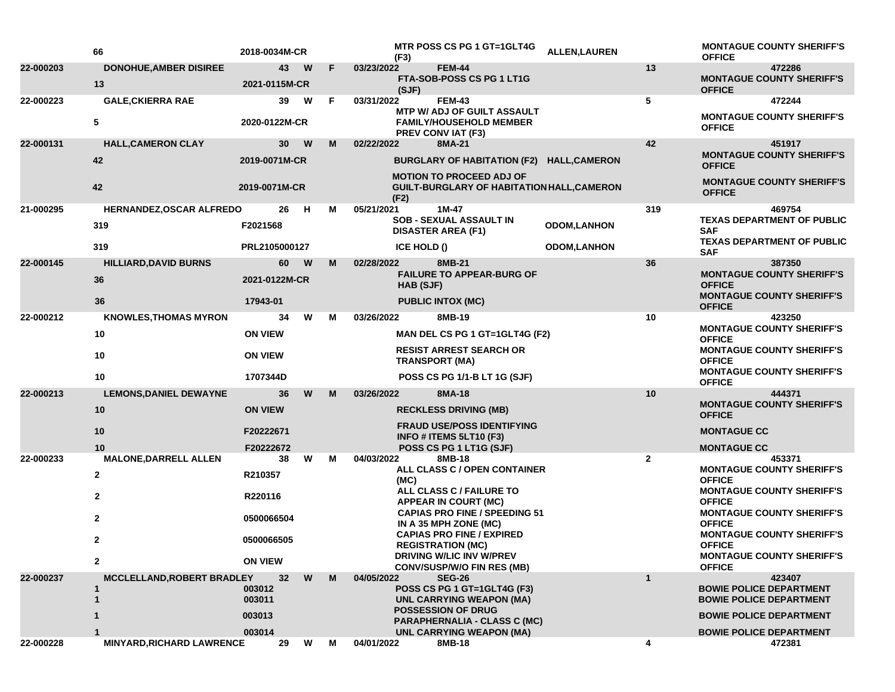| | | | | | | | | | | |
|---|---|---|---|---|---|---|---|---|---|---|
| | 66 | 2018-0034M-CR | | | | | MTR POSS CS PG 1 GT=1GLT4G (F3) | ALLEN,LAUREN | | MONTAGUE COUNTY SHERIFF'S OFFICE |
| 22-000203 | DONOHUE,AMBER DISIREE | | 43 | W | F | 03/23/2022 | FEM-44 | | 13 | 472286 |
| | 13 | 2021-0115M-CR | | | | | FTA-SOB-POSS CS PG 1 LT1G (SJF) | | | MONTAGUE COUNTY SHERIFF'S OFFICE |
| 22-000223 | GALE,CKIERRA RAE | | 39 | W | F | 03/31/2022 | FEM-43 | | 5 | 472244 |
| | 5 | 2020-0122M-CR | | | | | MTP W/ ADJ OF GUILT ASSAULT FAMILY/HOUSEHOLD MEMBER PREV CONV IAT (F3) | | | MONTAGUE COUNTY SHERIFF'S OFFICE |
| 22-000131 | HALL,CAMERON CLAY | | 30 | W | M | 02/22/2022 | 8MA-21 | | 42 | 451917 |
| | 42 | 2019-0071M-CR | | | | | BURGLARY OF HABITATION (F2) | HALL,CAMERON | | MONTAGUE COUNTY SHERIFF'S OFFICE |
| | 42 | 2019-0071M-CR | | | | | MOTION TO PROCEED ADJ OF GUILT-BURGLARY OF HABITATION (F2) | HALL,CAMERON | | MONTAGUE COUNTY SHERIFF'S OFFICE |
| 21-000295 | HERNANDEZ,OSCAR ALFREDO | | 26 | H | M | 05/21/2021 | 1M-47 | | 319 | 469754 |
| | 319 | F2021568 | | | | | SOB - SEXUAL ASSAULT IN DISASTER AREA (F1) | ODOM,LANHON | | TEXAS DEPARTMENT OF PUBLIC SAF |
| | 319 | PRL2105000127 | | | | | ICE HOLD () | ODOM,LANHON | | TEXAS DEPARTMENT OF PUBLIC SAF |
| 22-000145 | HILLIARD,DAVID BURNS | | 60 | W | M | 02/28/2022 | 8MB-21 | | 36 | 387350 |
| | 36 | 2021-0122M-CR | | | | | FAILURE TO APPEAR-BURG OF HAB (SJF) | | | MONTAGUE COUNTY SHERIFF'S OFFICE |
| | 36 | 17943-01 | | | | | PUBLIC INTOX (MC) | | | MONTAGUE COUNTY SHERIFF'S OFFICE |
| 22-000212 | KNOWLES,THOMAS MYRON | | 34 | W | M | 03/26/2022 | 8MB-19 | | 10 | 423250 |
| | 10 | ON VIEW | | | | | MAN DEL CS PG 1 GT=1GLT4G (F2) | | | MONTAGUE COUNTY SHERIFF'S OFFICE |
| | 10 | ON VIEW | | | | | RESIST ARREST SEARCH OR TRANSPORT (MA) | | | MONTAGUE COUNTY SHERIFF'S OFFICE |
| | 10 | 1707344D | | | | | POSS CS PG 1/1-B LT 1G (SJF) | | | MONTAGUE COUNTY SHERIFF'S OFFICE |
| 22-000213 | LEMONS,DANIEL DEWAYNE | | 36 | W | M | 03/26/2022 | 8MA-18 | | 10 | 444371 |
| | 10 | ON VIEW | | | | | RECKLESS DRIVING (MB) | | | MONTAGUE COUNTY SHERIFF'S OFFICE |
| | 10 | F20222671 | | | | | FRAUD USE/POSS IDENTIFYING INFO # ITEMS 5LT10 (F3) | | | MONTAGUE CC |
| | 10 | F20222672 | | | | | POSS CS PG 1 LT1G (SJF) | | | MONTAGUE CC |
| 22-000233 | MALONE,DARRELL ALLEN | | 38 | W | M | 04/03/2022 | 8MB-18 | | 2 | 453371 |
| | 2 | R210357 | | | | | ALL CLASS C / OPEN CONTAINER (MC) | | | MONTAGUE COUNTY SHERIFF'S OFFICE |
| | 2 | R220116 | | | | | ALL CLASS C / FAILURE TO APPEAR IN COURT (MC) | | | MONTAGUE COUNTY SHERIFF'S OFFICE |
| | 2 | 0500066504 | | | | | CAPIAS PRO FINE / SPEEDING 51 IN A 35 MPH ZONE (MC) | | | MONTAGUE COUNTY SHERIFF'S OFFICE |
| | 2 | 0500066505 | | | | | CAPIAS PRO FINE / EXPIRED REGISTRATION (MC) | | | MONTAGUE COUNTY SHERIFF'S OFFICE |
| | 2 | ON VIEW | | | | | DRIVING W/LIC INV W/PREV CONV/SUSP/W/O FIN RES (MB) | | | MONTAGUE COUNTY SHERIFF'S OFFICE |
| 22-000237 | MCCLELLAND,ROBERT BRADLEY | | 32 | W | M | 04/05/2022 | SEG-26 | | 1 | 423407 |
| | 1 | 003012 | | | | | POSS CS PG 1 GT=1GLT4G (F3) | | | BOWIE POLICE DEPARTMENT |
| | 1 | 003011 | | | | | UNL CARRYING WEAPON (MA) | | | BOWIE POLICE DEPARTMENT |
| | 1 | 003013 | | | | | POSSESSION OF DRUG PARAPHERNALIA - CLASS C (MC) | | | BOWIE POLICE DEPARTMENT |
| | 1 | 003014 | | | | | UNL CARRYING WEAPON (MA) | | | BOWIE POLICE DEPARTMENT |
| 22-000228 | MINYARD,RICHARD LAWRENCE | | 29 | W | M | 04/01/2022 | 8MB-18 | | 4 | 472381 |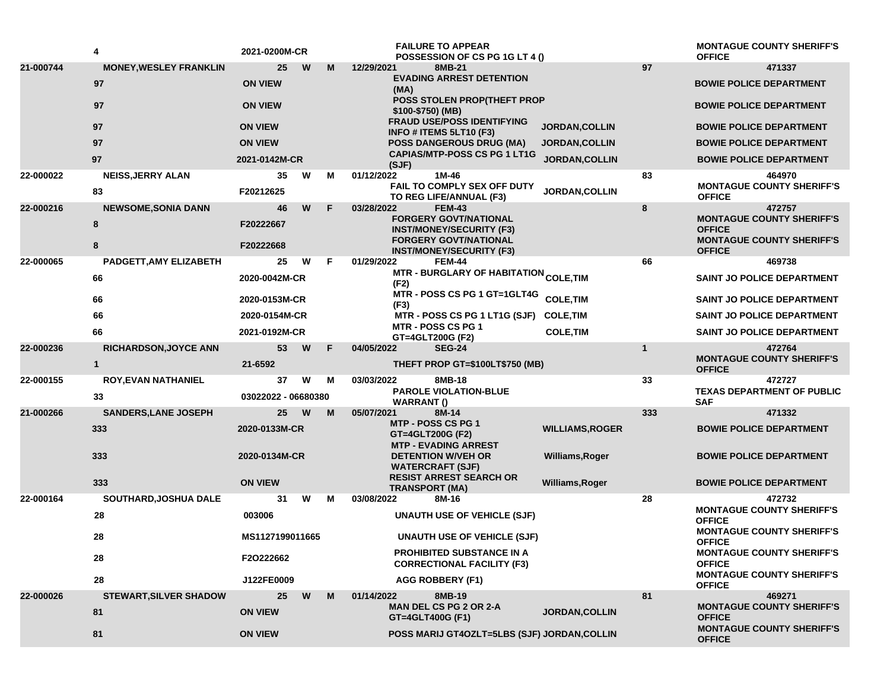| | | | | | | | | | |
|---|---|---|---|---|---|---|---|---|---|
| | 4 | 2021-0200M-CR | | | | FAILURE TO APPEAR POSSESSION OF CS PG 1G LT 4 () | | | MONTAGUE COUNTY SHERIFF'S OFFICE |
| 21-000744 | MONEY,WESLEY FRANKLIN | 25 | W | M | 12/29/2021 | 8MB-21 | | 97 | 471337 |
| | 97 | ON VIEW | | | | EVADING ARREST DETENTION (MA) | | | BOWIE POLICE DEPARTMENT |
| | 97 | ON VIEW | | | | POSS STOLEN PROP(THEFT PROP $100-$750) (MB) | | | BOWIE POLICE DEPARTMENT |
| | 97 | ON VIEW | | | | FRAUD USE/POSS IDENTIFYING INFO # ITEMS 5LT10 (F3) | JORDAN,COLLIN | | BOWIE POLICE DEPARTMENT |
| | 97 | ON VIEW | | | | POSS DANGEROUS DRUG (MA) | JORDAN,COLLIN | | BOWIE POLICE DEPARTMENT |
| | 97 | 2021-0142M-CR | | | | CAPIAS/MTP-POSS CS PG 1 LT1G (SJF) | JORDAN,COLLIN | | BOWIE POLICE DEPARTMENT |
| 22-000022 | NEISS,JERRY ALAN | 35 | W | M | 01/12/2022 | 1M-46 | | 83 | 464970 |
| | 83 | F20212625 | | | | FAIL TO COMPLY SEX OFF DUTY TO REG LIFE/ANNUAL (F3) | JORDAN,COLLIN | | MONTAGUE COUNTY SHERIFF'S OFFICE |
| 22-000216 | NEWSOME,SONIA DANN | 46 | W | F | 03/28/2022 | FEM-43 | | 8 | 472757 |
| | 8 | F20222667 | | | | FORGERY GOVT/NATIONAL INST/MONEY/SECURITY (F3) | | | MONTAGUE COUNTY SHERIFF'S OFFICE |
| | 8 | F20222668 | | | | FORGERY GOVT/NATIONAL INST/MONEY/SECURITY (F3) | | | MONTAGUE COUNTY SHERIFF'S OFFICE |
| 22-000065 | PADGETT,AMY ELIZABETH | 25 | W | F | 01/29/2022 | FEM-44 | | 66 | 469738 |
| | 66 | 2020-0042M-CR | | | | MTR - BURGLARY OF HABITATION (F2) | COLE,TIM | | SAINT JO POLICE DEPARTMENT |
| | 66 | 2020-0153M-CR | | | | MTR - POSS CS PG 1 GT=1GLT4G (F3) | COLE,TIM | | SAINT JO POLICE DEPARTMENT |
| | 66 | 2020-0154M-CR | | | | MTR - POSS CS PG 1 LT1G (SJF) | COLE,TIM | | SAINT JO POLICE DEPARTMENT |
| | 66 | 2021-0192M-CR | | | | MTR - POSS CS PG 1 GT=4GLT200G (F2) | COLE,TIM | | SAINT JO POLICE DEPARTMENT |
| 22-000236 | RICHARDSON,JOYCE ANN | 53 | W | F | 04/05/2022 | SEG-24 | | 1 | 472764 |
| | 1 | 21-6592 | | | | THEFT PROP GT=$100LT$750 (MB) | | | MONTAGUE COUNTY SHERIFF'S OFFICE |
| 22-000155 | ROY,EVAN NATHANIEL | 37 | W | M | 03/03/2022 | 8MB-18 | | 33 | 472727 |
| | 33 | 03022022 - 06680380 | | | | PAROLE VIOLATION-BLUE WARRANT () | | | TEXAS DEPARTMENT OF PUBLIC SAF |
| 21-000266 | SANDERS,LANE JOSEPH | 25 | W | M | 05/07/2021 | 8M-14 | | 333 | 471332 |
| | 333 | 2020-0133M-CR | | | | MTP - POSS CS PG 1 GT=4GLT200G (F2) | WILLIAMS,ROGER | | BOWIE POLICE DEPARTMENT |
| | 333 | 2020-0134M-CR | | | | MTP - EVADING ARREST DETENTION W/VEH OR WATERCRAFT (SJF) | Williams,Roger | | BOWIE POLICE DEPARTMENT |
| | 333 | ON VIEW | | | | RESIST ARREST SEARCH OR TRANSPORT (MA) | Williams,Roger | | BOWIE POLICE DEPARTMENT |
| 22-000164 | SOUTHARD,JOSHUA DALE | 31 | W | M | 03/08/2022 | 8M-16 | | 28 | 472732 |
| | 28 | 003006 | | | | UNAUTH USE OF VEHICLE (SJF) | | | MONTAGUE COUNTY SHERIFF'S OFFICE |
| | 28 | MS1127199011665 | | | | UNAUTH USE OF VEHICLE (SJF) | | | MONTAGUE COUNTY SHERIFF'S OFFICE |
| | 28 | F2O222662 | | | | PROHIBITED SUBSTANCE IN A CORRECTIONAL FACILITY (F3) | | | MONTAGUE COUNTY SHERIFF'S OFFICE |
| | 28 | J122FE0009 | | | | AGG ROBBERY (F1) | | | MONTAGUE COUNTY SHERIFF'S OFFICE |
| 22-000026 | STEWART,SILVER SHADOW | 25 | W | M | 01/14/2022 | 8MB-19 | | 81 | 469271 |
| | 81 | ON VIEW | | | | MAN DEL CS PG 2 OR 2-A GT=4GLT400G (F1) | JORDAN,COLLIN | | MONTAGUE COUNTY SHERIFF'S OFFICE |
| | 81 | ON VIEW | | | | POSS MARIJ GT4OZLT=5LBS (SJF) | JORDAN,COLLIN | | MONTAGUE COUNTY SHERIFF'S OFFICE |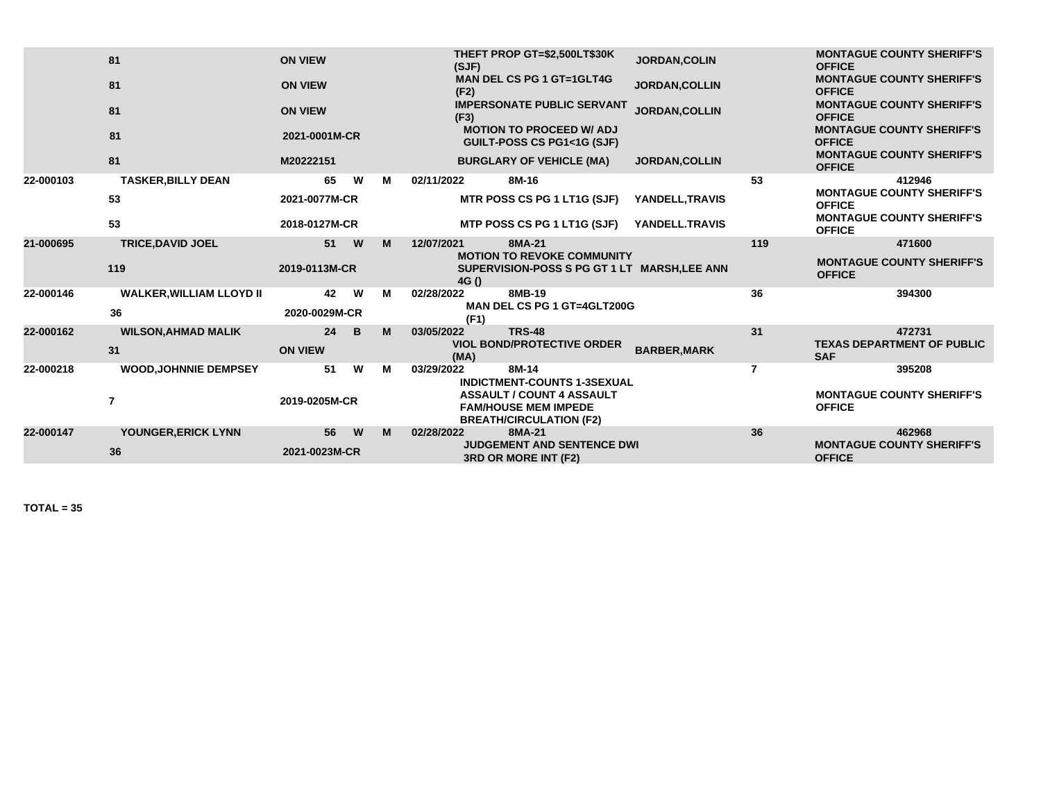| | | | | | | | | | |
|---|---|---|---|---|---|---|---|---|---|
| | 81 | ON VIEW | | | | THEFT PROP GT=$2,500LT$30K (SJF) | JORDAN,COLIN | | MONTAGUE COUNTY SHERIFF'S OFFICE |
| | 81 | ON VIEW | | | | MAN DEL CS PG 1 GT=1GLT4G (F2) | JORDAN,COLLIN | | MONTAGUE COUNTY SHERIFF'S OFFICE |
| | 81 | ON VIEW | | | | IMPERSONATE PUBLIC SERVANT (F3) | JORDAN,COLLIN | | MONTAGUE COUNTY SHERIFF'S OFFICE |
| | 81 | 2021-0001M-CR | | | | MOTION TO PROCEED W/ ADJ GUILT-POSS CS PG1<1G (SJF) | | | MONTAGUE COUNTY SHERIFF'S OFFICE |
| | 81 | M20222151 | | | | BURGLARY OF VEHICLE (MA) | JORDAN,COLLIN | | MONTAGUE COUNTY SHERIFF'S OFFICE |
| 22-000103 | TASKER,BILLY DEAN | 65 | W | M | 02/11/2022 | 8M-16 | | 53 | 412946 |
| | 53 | 2021-0077M-CR | | | | MTR POSS CS PG 1 LT1G (SJF) | YANDELL,TRAVIS | | MONTAGUE COUNTY SHERIFF'S OFFICE |
| | 53 | 2018-0127M-CR | | | | MTP POSS CS PG 1 LT1G (SJF) | YANDELL.TRAVIS | | MONTAGUE COUNTY SHERIFF'S OFFICE |
| 21-000695 | TRICE,DAVID JOEL | 51 | W | M | 12/07/2021 | 8MA-21 | | 119 | 471600 |
| | 119 | 2019-0113M-CR | | | | MOTION TO REVOKE COMMUNITY SUPERVISION-POSS S PG GT 1 LT 4G () | MARSH,LEE ANN | | MONTAGUE COUNTY SHERIFF'S OFFICE |
| 22-000146 | WALKER,WILLIAM LLOYD II | 42 | W | M | 02/28/2022 | 8MB-19 | | 36 | 394300 |
| | 36 | 2020-0029M-CR | | | | MAN DEL CS PG 1 GT=4GLT200G (F1) | | | |
| 22-000162 | WILSON,AHMAD MALIK | 24 | B | M | 03/05/2022 | TRS-48 | | 31 | 472731 |
| | 31 | ON VIEW | | | | VIOL BOND/PROTECTIVE ORDER (MA) | BARBER,MARK | | TEXAS DEPARTMENT OF PUBLIC SAF |
| 22-000218 | WOOD,JOHNNIE DEMPSEY | 51 | W | M | 03/29/2022 | 8M-14 | | 7 | 395208 |
| | 7 | 2019-0205M-CR | | | | INDICTMENT-COUNTS 1-3SEXUAL ASSAULT / COUNT 4 ASSAULT FAM/HOUSE MEM IMPEDE BREATH/CIRCULATION (F2) | | | MONTAGUE COUNTY SHERIFF'S OFFICE |
| 22-000147 | YOUNGER,ERICK LYNN | 56 | W | M | 02/28/2022 | 8MA-21 | | 36 | 462968 |
| | 36 | 2021-0023M-CR | | | | JUDGEMENT AND SENTENCE DWI 3RD OR MORE INT (F2) | | | MONTAGUE COUNTY SHERIFF'S OFFICE |

**TOTAL = 35**